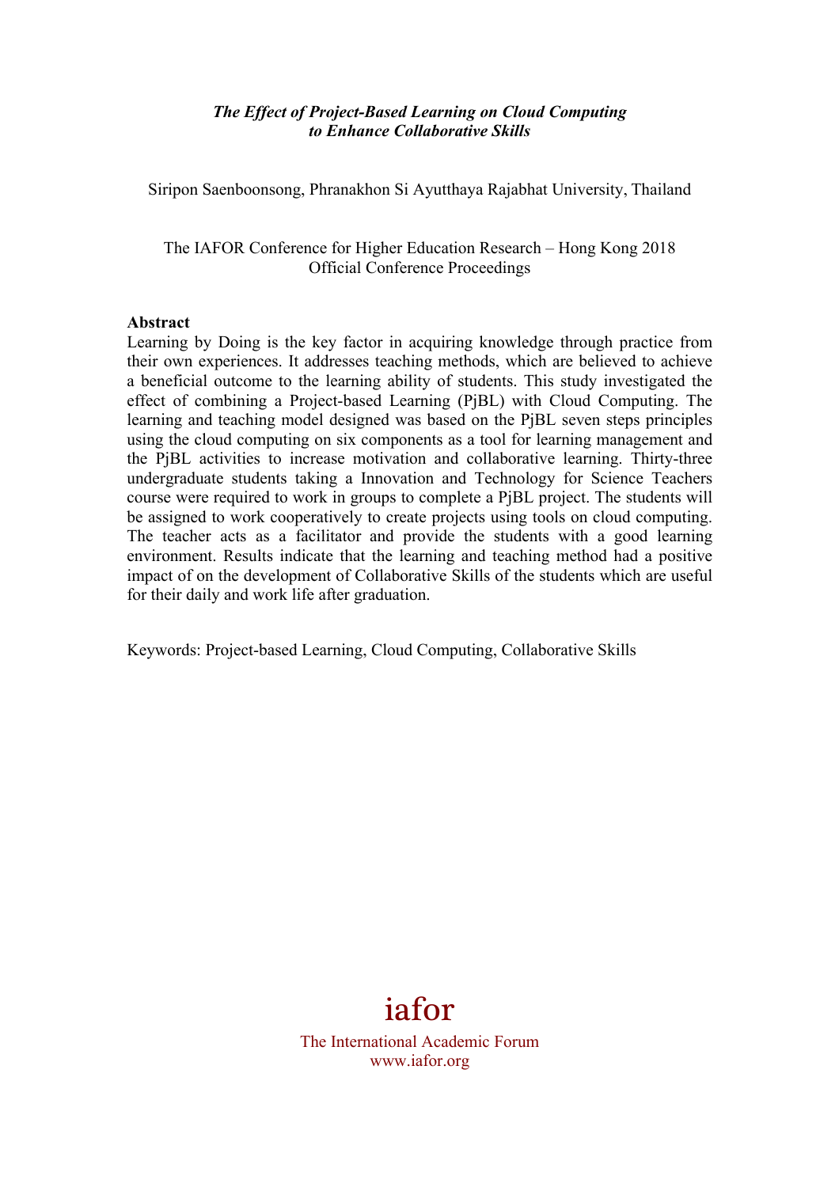***The Effect of Project-Based Learning on Cloud Computing to Enhance Collaborative Skills***

Siripon Saenboonsong, Phranakhon Si Ayutthaya Rajabhat University, Thailand

The IAFOR Conference for Higher Education Research – Hong Kong 2018
Official Conference Proceedings

**Abstract**

Learning by Doing is the key factor in acquiring knowledge through practice from their own experiences. It addresses teaching methods, which are believed to achieve a beneficial outcome to the learning ability of students. This study investigated the effect of combining a Project-based Learning (PjBL) with Cloud Computing. The learning and teaching model designed was based on the PjBL seven steps principles using the cloud computing on six components as a tool for learning management and the PjBL activities to increase motivation and collaborative learning. Thirty-three undergraduate students taking a Innovation and Technology for Science Teachers course were required to work in groups to complete a PjBL project. The students will be assigned to work cooperatively to create projects using tools on cloud computing. The teacher acts as a facilitator and provide the students with a good learning environment. Results indicate that the learning and teaching method had a positive impact of on the development of Collaborative Skills of the students which are useful for their daily and work life after graduation.

Keywords: Project-based Learning, Cloud Computing, Collaborative Skills

iafor

The International Academic Forum
www.iafor.org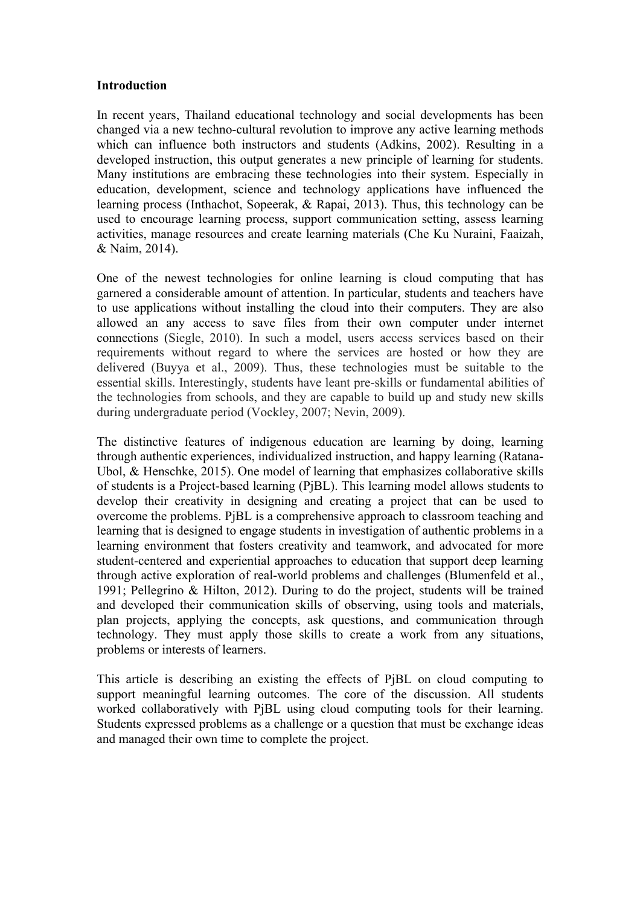**Introduction**

In recent years, Thailand educational technology and social developments has been changed via a new techno-cultural revolution to improve any active learning methods which can influence both instructors and students (Adkins, 2002). Resulting in a developed instruction, this output generates a new principle of learning for students. Many institutions are embracing these technologies into their system. Especially in education, development, science and technology applications have influenced the learning process (Inthachot, Sopeerak, & Rapai, 2013). Thus, this technology can be used to encourage learning process, support communication setting, assess learning activities, manage resources and create learning materials (Che Ku Nuraini, Faaizah, & Naim, 2014).

One of the newest technologies for online learning is cloud computing that has garnered a considerable amount of attention. In particular, students and teachers have to use applications without installing the cloud into their computers. They are also allowed an any access to save files from their own computer under internet connections (Siegle, 2010). In such a model, users access services based on their requirements without regard to where the services are hosted or how they are delivered (Buyya et al., 2009). Thus, these technologies must be suitable to the essential skills. Interestingly, students have leant pre-skills or fundamental abilities of the technologies from schools, and they are capable to build up and study new skills during undergraduate period (Vockley, 2007; Nevin, 2009).

The distinctive features of indigenous education are learning by doing, learning through authentic experiences, individualized instruction, and happy learning (Ratana-Ubol, & Henschke, 2015). One model of learning that emphasizes collaborative skills of students is a Project-based learning (PjBL). This learning model allows students to develop their creativity in designing and creating a project that can be used to overcome the problems. PjBL is a comprehensive approach to classroom teaching and learning that is designed to engage students in investigation of authentic problems in a learning environment that fosters creativity and teamwork, and advocated for more student-centered and experiential approaches to education that support deep learning through active exploration of real-world problems and challenges (Blumenfeld et al., 1991; Pellegrino & Hilton, 2012). During to do the project, students will be trained and developed their communication skills of observing, using tools and materials, plan projects, applying the concepts, ask questions, and communication through technology. They must apply those skills to create a work from any situations, problems or interests of learners.

This article is describing an existing the effects of PjBL on cloud computing to support meaningful learning outcomes. The core of the discussion. All students worked collaboratively with PjBL using cloud computing tools for their learning. Students expressed problems as a challenge or a question that must be exchange ideas and managed their own time to complete the project.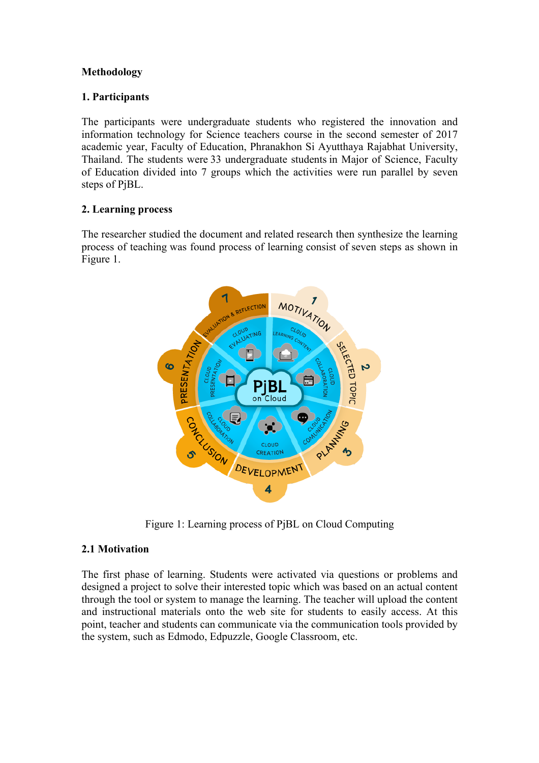**Methodology**

**1. Participants**

The participants were undergraduate students who registered the innovation and information technology for Science teachers course in the second semester of 2017 academic year, Faculty of Education, Phranakhon Si Ayutthaya Rajabhat University, Thailand. The students were 33 undergraduate students in Major of Science, Faculty of Education divided into 7 groups which the activities were run parallel by seven steps of PjBL.

**2. Learning process**

The researcher studied the document and related research then synthesize the learning process of teaching was found process of learning consist of seven steps as shown in Figure 1.

Figure 1: Learning process of PjBL on Cloud Computing

**2.1 Motivation**

The first phase of learning. Students were activated via questions or problems and designed a project to solve their interested topic which was based on an actual content through the tool or system to manage the learning. The teacher will upload the content and instructional materials onto the web site for students to easily access. At this point, teacher and students can communicate via the communication tools provided by the system, such as Edmodo, Edpuzzle, Google Classroom, etc.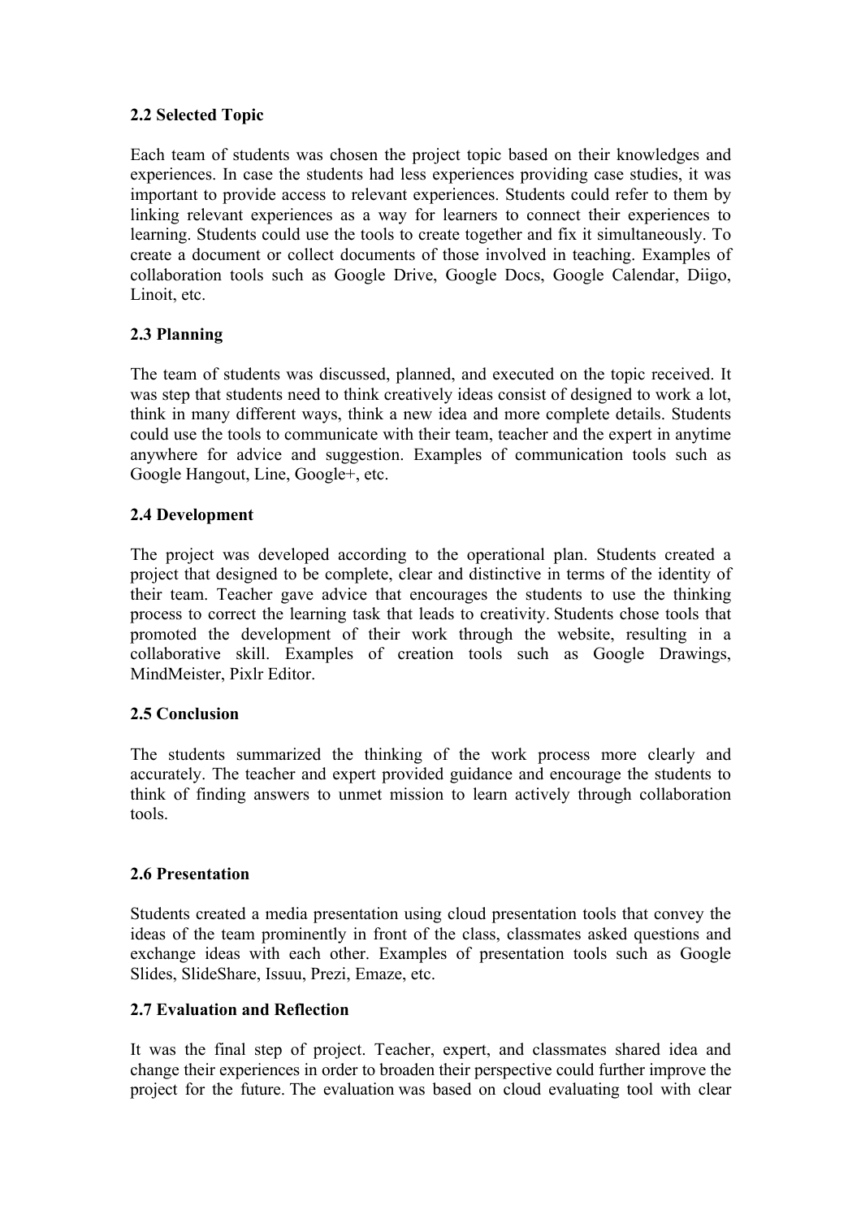### 2.2 Selected Topic

Each team of students was chosen the project topic based on their knowledges and experiences. In case the students had less experiences providing case studies, it was important to provide access to relevant experiences. Students could refer to them by linking relevant experiences as a way for learners to connect their experiences to learning. Students could use the tools to create together and fix it simultaneously. To create a document or collect documents of those involved in teaching. Examples of collaboration tools such as Google Drive, Google Docs, Google Calendar, Diigo, Linoit, etc.

### 2.3 Planning

The team of students was discussed, planned, and executed on the topic received. It was step that students need to think creatively ideas consist of designed to work a lot, think in many different ways, think a new idea and more complete details. Students could use the tools to communicate with their team, teacher and the expert in anytime anywhere for advice and suggestion. Examples of communication tools such as Google Hangout, Line, Google+, etc.

### 2.4 Development

The project was developed according to the operational plan. Students created a project that designed to be complete, clear and distinctive in terms of the identity of their team. Teacher gave advice that encourages the students to use the thinking process to correct the learning task that leads to creativity. Students chose tools that promoted the development of their work through the website, resulting in a collaborative skill. Examples of creation tools such as Google Drawings, MindMeister, Pixlr Editor.

### 2.5 Conclusion

The students summarized the thinking of the work process more clearly and accurately. The teacher and expert provided guidance and encourage the students to think of finding answers to unmet mission to learn actively through collaboration tools.

### 2.6 Presentation

Students created a media presentation using cloud presentation tools that convey the ideas of the team prominently in front of the class, classmates asked questions and exchange ideas with each other. Examples of presentation tools such as Google Slides, SlideShare, Issuu, Prezi, Emaze, etc.

### 2.7 Evaluation and Reflection

It was the final step of project. Teacher, expert, and classmates shared idea and change their experiences in order to broaden their perspective could further improve the project for the future. The evaluation was based on cloud evaluating tool with clear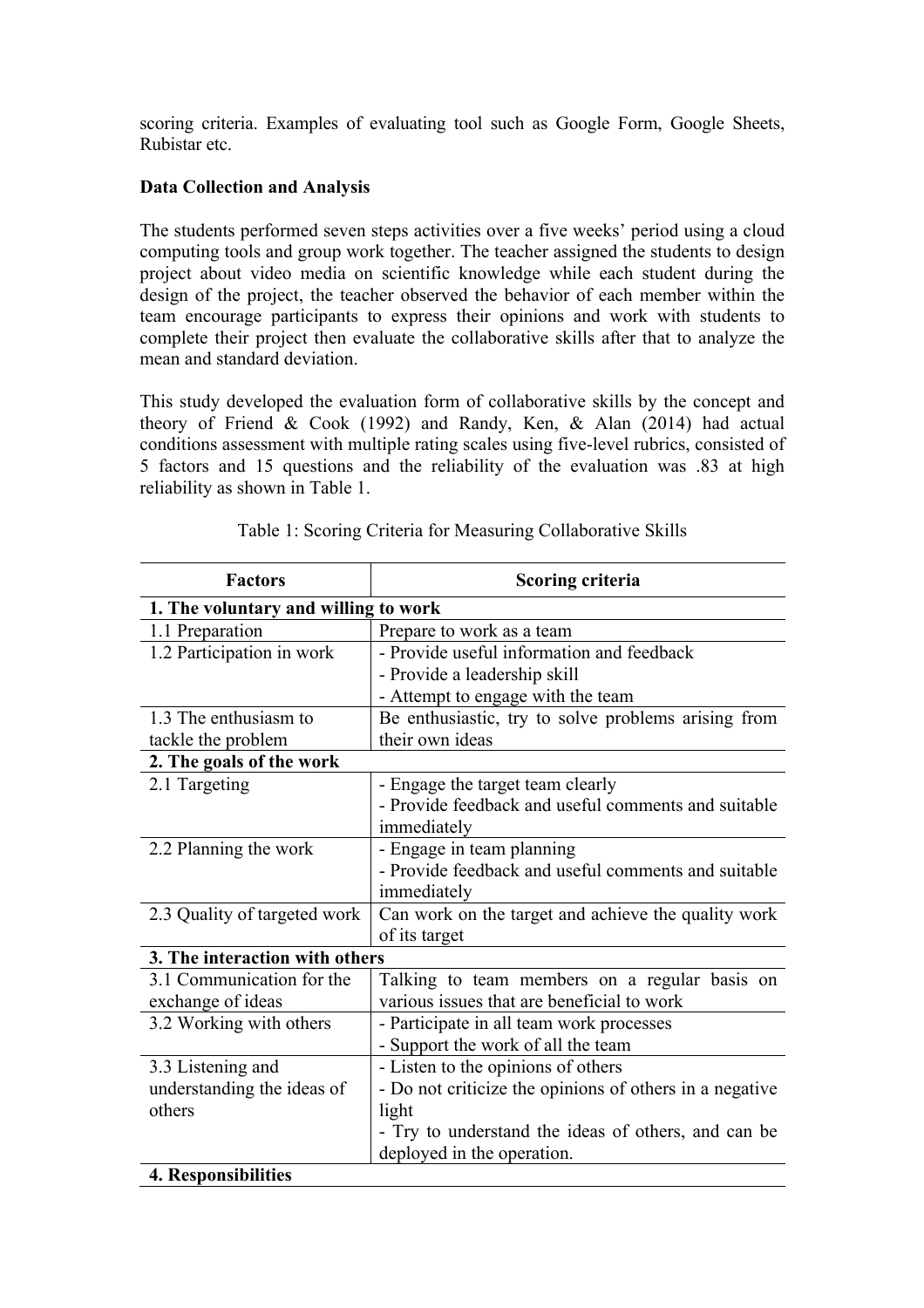scoring criteria. Examples of evaluating tool such as Google Form, Google Sheets, Rubistar etc.

**Data Collection and Analysis**

The students performed seven steps activities over a five weeks' period using a cloud computing tools and group work together. The teacher assigned the students to design project about video media on scientific knowledge while each student during the design of the project, the teacher observed the behavior of each member within the team encourage participants to express their opinions and work with students to complete their project then evaluate the collaborative skills after that to analyze the mean and standard deviation.

This study developed the evaluation form of collaborative skills by the concept and theory of Friend & Cook (1992) and Randy, Ken, & Alan (2014) had actual conditions assessment with multiple rating scales using five-level rubrics, consisted of 5 factors and 15 questions and the reliability of the evaluation was .83 at high reliability as shown in Table 1.

Table 1: Scoring Criteria for Measuring Collaborative Skills

| Factors | Scoring criteria |
|---|---|
| **1. The voluntary and willing to work** | |
| 1.1 Preparation | Prepare to work as a team |
| 1.2 Participation in work | - Provide useful information and feedback<br>- Provide a leadership skill<br>- Attempt to engage with the team |
| 1.3 The enthusiasm to tackle the problem | Be enthusiastic, try to solve problems arising from their own ideas |
| **2. The goals of the work** | |
| 2.1 Targeting | - Engage the target team clearly<br>- Provide feedback and useful comments and suitable immediately |
| 2.2 Planning the work | - Engage in team planning<br>- Provide feedback and useful comments and suitable immediately |
| 2.3 Quality of targeted work | Can work on the target and achieve the quality work of its target |
| **3. The interaction with others** | |
| 3.1 Communication for the exchange of ideas | Talking to team members on a regular basis on various issues that are beneficial to work |
| 3.2 Working with others | - Participate in all team work processes<br>- Support the work of all the team |
| 3.3 Listening and understanding the ideas of others | - Listen to the opinions of others<br>- Do not criticize the opinions of others in a negative light<br>- Try to understand the ideas of others, and can be deployed in the operation. |
| **4. Responsibilities** | |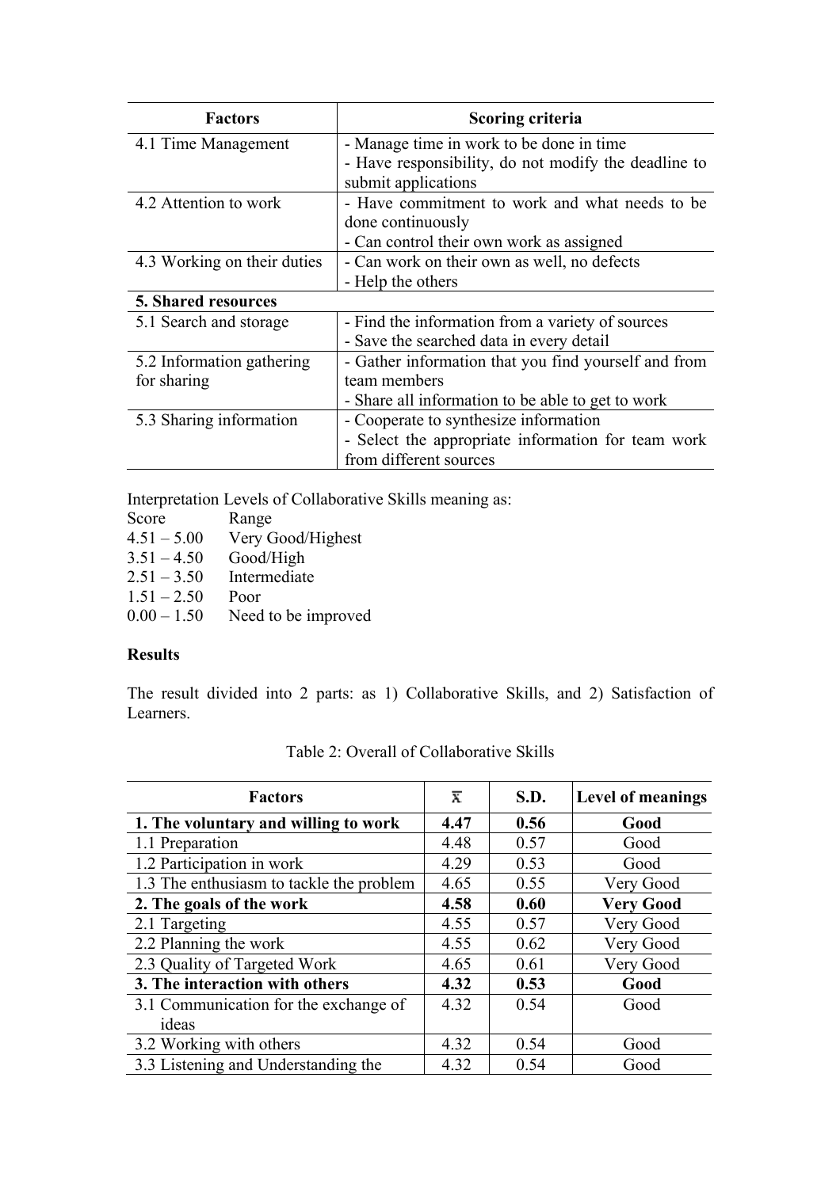| Factors | Scoring criteria |
| --- | --- |
| 4.1 Time Management | - Manage time in work to be done in time<br>- Have responsibility, do not modify the deadline to submit applications |
| 4.2 Attention to work | - Have commitment to work and what needs to be done continuously<br>- Can control their own work as assigned |
| 4.3 Working on their duties | - Can work on their own as well, no defects<br>- Help the others |
| **5. Shared resources** | |
| 5.1 Search and storage | - Find the information from a variety of sources<br>- Save the searched data in every detail |
| 5.2 Information gathering for sharing | - Gather information that you find yourself and from team members<br>- Share all information to be able to get to work |
| 5.3 Sharing information | - Cooperate to synthesize information<br>- Select the appropriate information for team work from different sources |

Interpretation Levels of Collaborative Skills meaning as:

| Score | Range |
| --- | --- |
| 4.51 – 5.00 | Very Good/Highest |
| 3.51 – 4.50 | Good/High |
| 2.51 – 3.50 | Intermediate |
| 1.51 – 2.50 | Poor |
| 0.00 – 1.50 | Need to be improved |

**Results**

The result divided into 2 parts: as 1) Collaborative Skills, and 2) Satisfaction of Learners.

Table 2: Overall of Collaborative Skills

| Factors | $\bar{x}$ | S.D. | Level of meanings |
| --- | --- | --- | --- |
| **1. The voluntary and willing to work** | **4.47** | **0.56** | **Good** |
| 1.1 Preparation | 4.48 | 0.57 | Good |
| 1.2 Participation in work | 4.29 | 0.53 | Good |
| 1.3 The enthusiasm to tackle the problem | 4.65 | 0.55 | Very Good |
| **2. The goals of the work** | **4.58** | **0.60** | **Very Good** |
| 2.1 Targeting | 4.55 | 0.57 | Very Good |
| 2.2 Planning the work | 4.55 | 0.62 | Very Good |
| 2.3 Quality of Targeted Work | 4.65 | 0.61 | Very Good |
| **3. The interaction with others** | **4.32** | **0.53** | **Good** |
| 3.1 Communication for the exchange of ideas | 4.32 | 0.54 | Good |
| 3.2 Working with others | 4.32 | 0.54 | Good |
| 3.3 Listening and Understanding the | 4.32 | 0.54 | Good |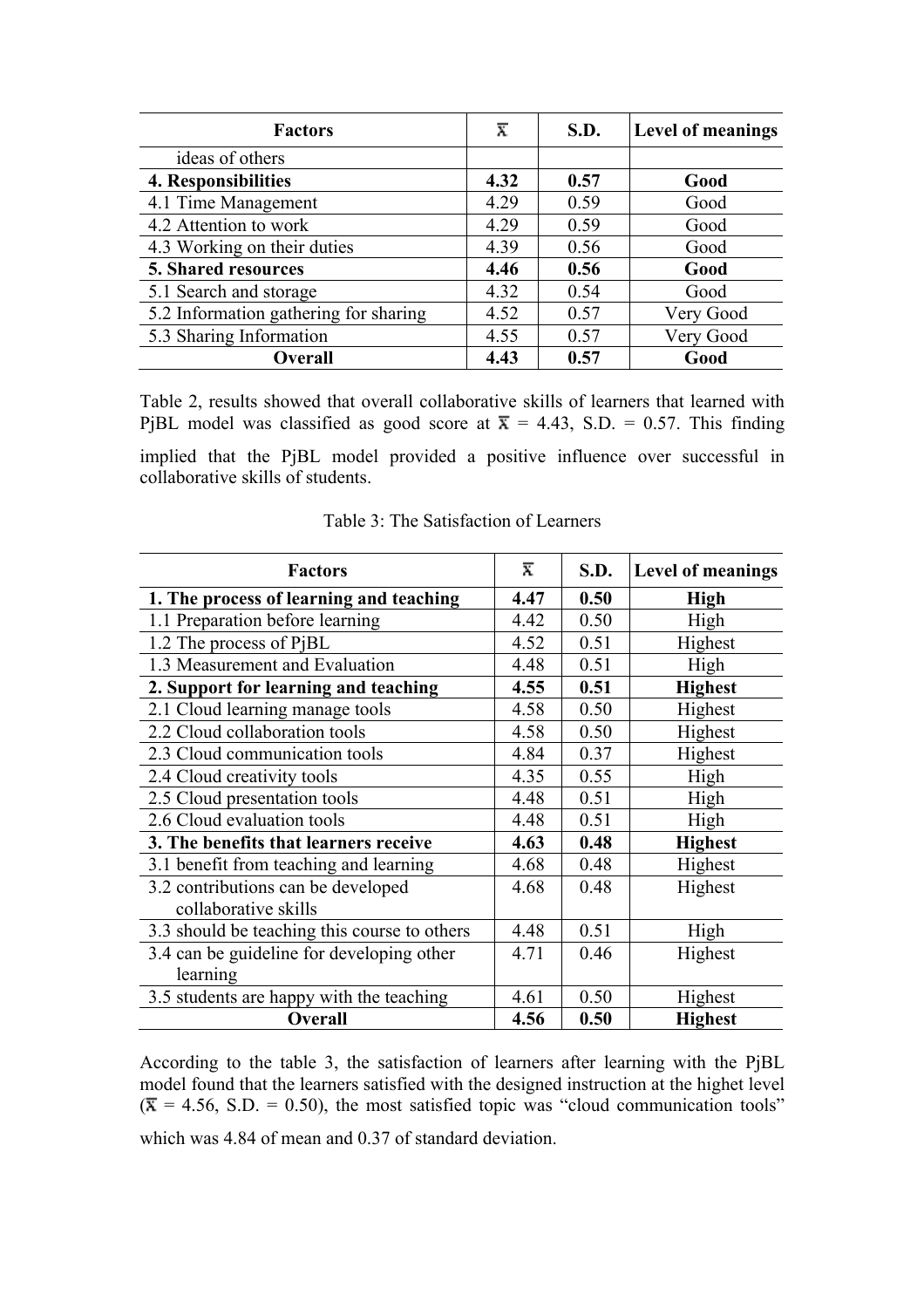| Factors | $\bar{x}$ | S.D. | Level of meanings |
|---|---|---|---|
| ideas of others | | | |
| **4. Responsibilities** | **4.32** | **0.57** | **Good** |
| 4.1 Time Management | 4.29 | 0.59 | Good |
| 4.2 Attention to work | 4.29 | 0.59 | Good |
| 4.3 Working on their duties | 4.39 | 0.56 | Good |
| **5. Shared resources** | **4.46** | **0.56** | **Good** |
| 5.1 Search and storage | 4.32 | 0.54 | Good |
| 5.2 Information gathering for sharing | 4.52 | 0.57 | Very Good |
| 5.3 Sharing Information | 4.55 | 0.57 | Very Good |
| **Overall** | **4.43** | **0.57** | **Good** |

Table 2, results showed that overall collaborative skills of learners that learned with PjBL model was classified as good score at $\bar{x}$ = 4.43, S.D. = 0.57. This finding implied that the PjBL model provided a positive influence over successful in collaborative skills of students.

Table 3: The Satisfaction of Learners

| Factors | $\bar{x}$ | S.D. | Level of meanings |
|---|---|---|---|
| **1. The process of learning and teaching** | **4.47** | **0.50** | **High** |
| 1.1 Preparation before learning | 4.42 | 0.50 | High |
| 1.2 The process of PjBL | 4.52 | 0.51 | Highest |
| 1.3 Measurement and Evaluation | 4.48 | 0.51 | High |
| **2. Support for learning and teaching** | **4.55** | **0.51** | **Highest** |
| 2.1 Cloud learning manage tools | 4.58 | 0.50 | Highest |
| 2.2 Cloud collaboration tools | 4.58 | 0.50 | Highest |
| 2.3 Cloud communication tools | 4.84 | 0.37 | Highest |
| 2.4 Cloud creativity tools | 4.35 | 0.55 | High |
| 2.5 Cloud presentation tools | 4.48 | 0.51 | High |
| 2.6 Cloud evaluation tools | 4.48 | 0.51 | High |
| **3. The benefits that learners receive** | **4.63** | **0.48** | **Highest** |
| 3.1 benefit from teaching and learning | 4.68 | 0.48 | Highest |
| 3.2 contributions can be developed collaborative skills | 4.68 | 0.48 | Highest |
| 3.3 should be teaching this course to others | 4.48 | 0.51 | High |
| 3.4 can be guideline for developing other learning | 4.71 | 0.46 | Highest |
| 3.5 students are happy with the teaching | 4.61 | 0.50 | Highest |
| **Overall** | **4.56** | **0.50** | **Highest** |

According to the table 3, the satisfaction of learners after learning with the PjBL model found that the learners satisfied with the designed instruction at the highet level ($\bar{x}$ = 4.56, S.D. = 0.50), the most satisfied topic was "cloud communication tools" which was 4.84 of mean and 0.37 of standard deviation.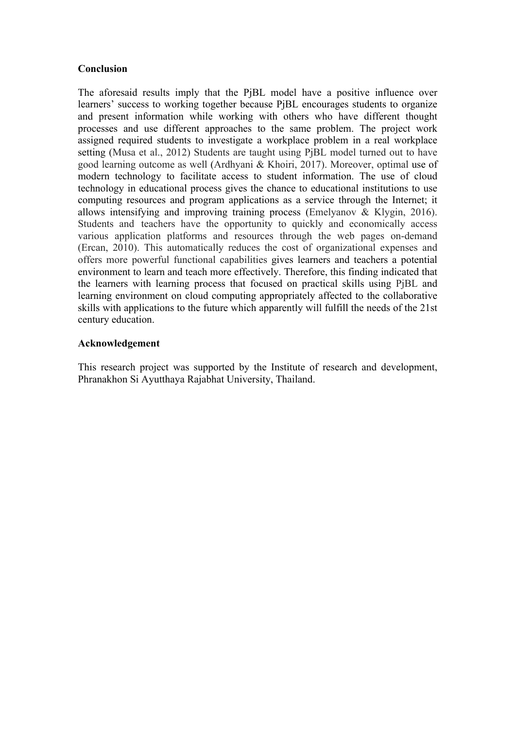**Conclusion**

The aforesaid results imply that the PjBL model have a positive influence over learners' success to working together because PjBL encourages students to organize and present information while working with others who have different thought processes and use different approaches to the same problem. The project work assigned required students to investigate a workplace problem in a real workplace setting (Musa et al., 2012) Students are taught using PjBL model turned out to have good learning outcome as well (Ardhyani & Khoiri, 2017). Moreover, optimal use of modern technology to facilitate access to student information. The use of cloud technology in educational process gives the chance to educational institutions to use computing resources and program applications as a service through the Internet; it allows intensifying and improving training process (Emelyanov & Klygin, 2016). Students and teachers have the opportunity to quickly and economically access various application platforms and resources through the web pages on-demand (Ercan, 2010). This automatically reduces the cost of organizational expenses and offers more powerful functional capabilities gives learners and teachers a potential environment to learn and teach more effectively. Therefore, this finding indicated that the learners with learning process that focused on practical skills using PjBL and learning environment on cloud computing appropriately affected to the collaborative skills with applications to the future which apparently will fulfill the needs of the 21st century education.

**Acknowledgement**

This research project was supported by the Institute of research and development, Phranakhon Si Ayutthaya Rajabhat University, Thailand.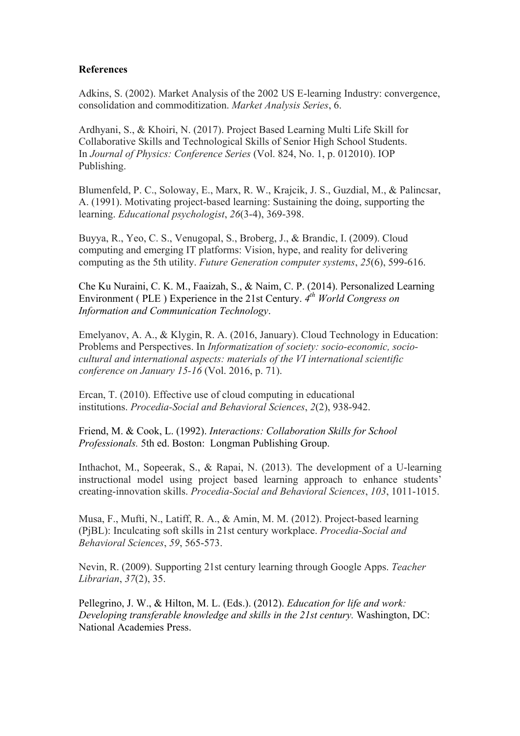**References**

Adkins, S. (2002). Market Analysis of the 2002 US E-learning Industry: convergence, consolidation and commoditization. *Market Analysis Series*, 6.

Ardhyani, S., & Khoiri, N. (2017). Project Based Learning Multi Life Skill for Collaborative Skills and Technological Skills of Senior High School Students. In *Journal of Physics: Conference Series* (Vol. 824, No. 1, p. 012010). IOP Publishing.

Blumenfeld, P. C., Soloway, E., Marx, R. W., Krajcik, J. S., Guzdial, M., & Palincsar, A. (1991). Motivating project-based learning: Sustaining the doing, supporting the learning. *Educational psychologist*, *26*(3-4), 369-398.

Buyya, R., Yeo, C. S., Venugopal, S., Broberg, J., & Brandic, I. (2009). Cloud computing and emerging IT platforms: Vision, hype, and reality for delivering computing as the 5th utility. *Future Generation computer systems*, *25*(6), 599-616.

Che Ku Nuraini, C. K. M., Faaizah, S., & Naim, C. P. (2014). Personalized Learning Environment ( PLE ) Experience in the 21st Century. *4th World Congress on Information and Communication Technology*.

Emelyanov, A. A., & Klygin, R. A. (2016, January). Cloud Technology in Education: Problems and Perspectives. In *Informatization of society: socio-economic, socio-cultural and international aspects: materials of the VI international scientific conference on January 15-16* (Vol. 2016, p. 71).

Ercan, T. (2010). Effective use of cloud computing in educational institutions. *Procedia-Social and Behavioral Sciences*, *2*(2), 938-942.

Friend, M. & Cook, L. (1992). *Interactions: Collaboration Skills for School Professionals.* 5th ed. Boston: Longman Publishing Group.

Inthachot, M., Sopeerak, S., & Rapai, N. (2013). The development of a U-learning instructional model using project based learning approach to enhance students' creating-innovation skills. *Procedia-Social and Behavioral Sciences*, *103*, 1011-1015.

Musa, F., Mufti, N., Latiff, R. A., & Amin, M. M. (2012). Project-based learning (PjBL): Inculcating soft skills in 21st century workplace. *Procedia-Social and Behavioral Sciences*, *59*, 565-573.

Nevin, R. (2009). Supporting 21st century learning through Google Apps. *Teacher Librarian*, *37*(2), 35.

Pellegrino, J. W., & Hilton, M. L. (Eds.). (2012). *Education for life and work: Developing transferable knowledge and skills in the 21st century.* Washington, DC: National Academies Press.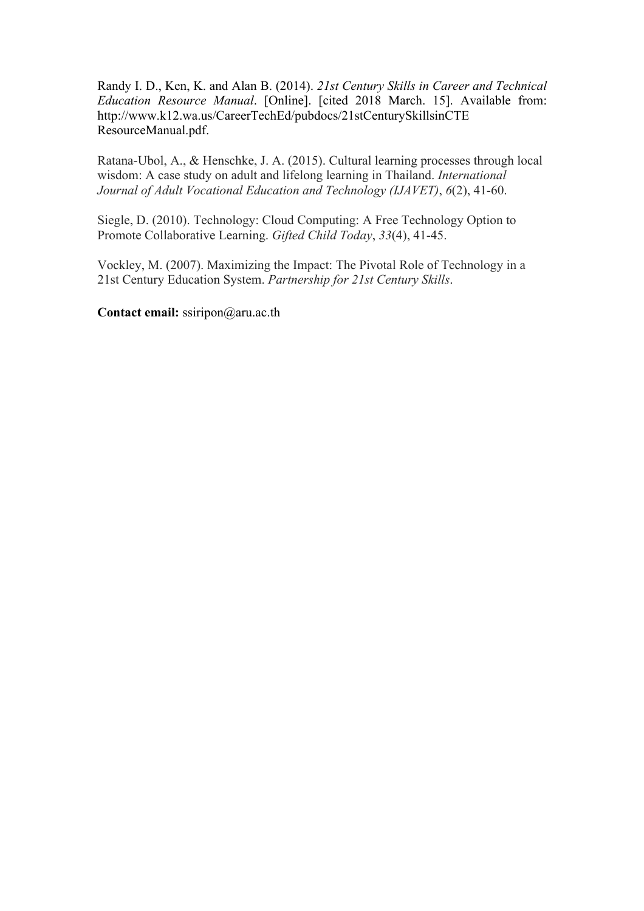Randy I. D., Ken, K. and Alan B. (2014). *21st Century Skills in Career and Technical Education Resource Manual*. [Online]. [cited 2018 March. 15]. Available from: http://www.k12.wa.us/CareerTechEd/pubdocs/21stCenturySkillsinCTE ResourceManual.pdf.

Ratana-Ubol, A., & Henschke, J. A. (2015). Cultural learning processes through local wisdom: A case study on adult and lifelong learning in Thailand. *International Journal of Adult Vocational Education and Technology (IJAVET)*, *6*(2), 41-60.

Siegle, D. (2010). Technology: Cloud Computing: A Free Technology Option to Promote Collaborative Learning. *Gifted Child Today*, *33*(4), 41-45.

Vockley, M. (2007). Maximizing the Impact: The Pivotal Role of Technology in a 21st Century Education System. *Partnership for 21st Century Skills*.

**Contact email:** ssiripon@aru.ac.th